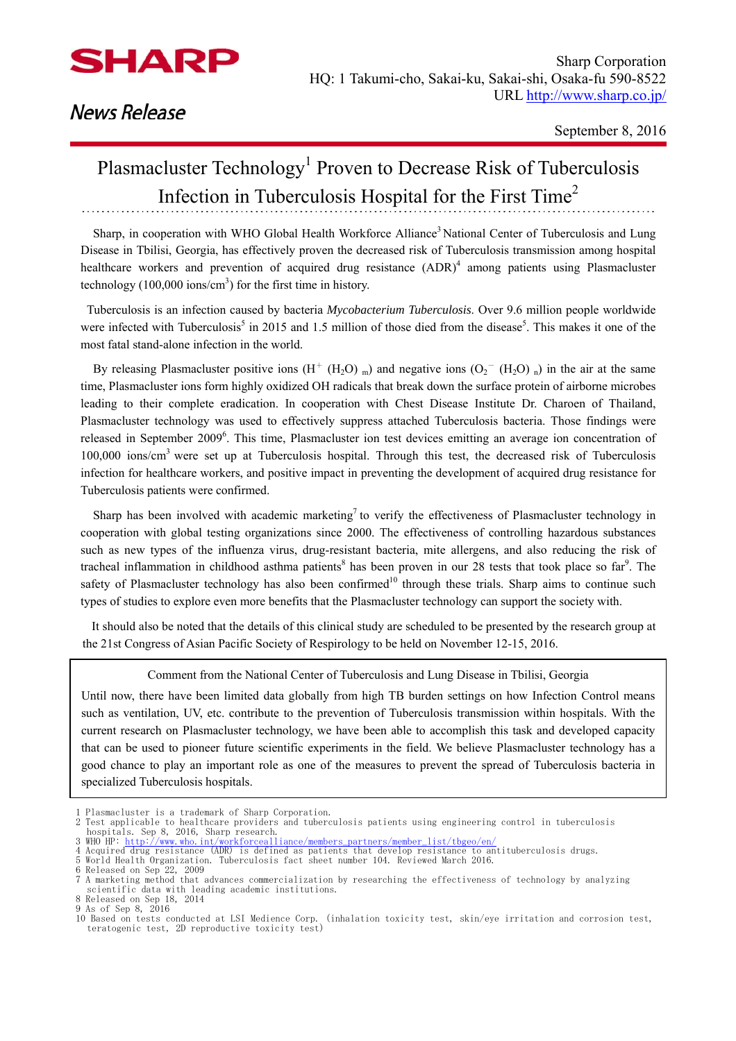SHARP

Sharp Corporation
HQ: 1 Takumi-cho, Sakai-ku, Sakai-shi, Osaka-fu 590-8522
URL http://www.sharp.co.jp/

News Release

September 8, 2016

# Plasmacluster Technology[1] Proven to Decrease Risk of Tuberculosis Infection in Tuberculosis Hospital for the First Time[2]

Sharp, in cooperation with WHO Global Health Workforce Alliance[3] National Center of Tuberculosis and Lung Disease in Tbilisi, Georgia, has effectively proven the decreased risk of Tuberculosis transmission among hospital healthcare workers and prevention of acquired drug resistance (ADR)[4] among patients using Plasmacluster technology (100,000 ions/$cm^3$) for the first time in history.

Tuberculosis is an infection caused by bacteria *Mycobacterium Tuberculosis*. Over 9.6 million people worldwide were infected with Tuberculosis[5] in 2015 and 1.5 million of those died from the disease[5]. This makes it one of the most fatal stand-alone infection in the world.

By releasing Plasmacluster positive ions ($H^+ (H_2O)_m$) and negative ions ($O_2^- (H_2O)_n$) in the air at the same time, Plasmacluster ions form highly oxidized OH radicals that break down the surface protein of airborne microbes leading to their complete eradication. In cooperation with Chest Disease Institute Dr. Charoen of Thailand, Plasmacluster technology was used to effectively suppress attached Tuberculosis bacteria. Those findings were released in September 2009[6]. This time, Plasmacluster ion test devices emitting an average ion concentration of 100,000 ions/$cm^3$ were set up at Tuberculosis hospital. Through this test, the decreased risk of Tuberculosis infection for healthcare workers, and positive impact in preventing the development of acquired drug resistance for Tuberculosis patients were confirmed.

Sharp has been involved with academic marketing[7] to verify the effectiveness of Plasmacluster technology in cooperation with global testing organizations since 2000. The effectiveness of controlling hazardous substances such as new types of the influenza virus, drug-resistant bacteria, mite allergens, and also reducing the risk of tracheal inflammation in childhood asthma patients[8] has been proven in our 28 tests that took place so far[9]. The safety of Plasmacluster technology has also been confirmed[10] through these trials. Sharp aims to continue such types of studies to explore even more benefits that the Plasmacluster technology can support the society with.

It should also be noted that the details of this clinical study are scheduled to be presented by the research group at the 21st Congress of Asian Pacific Society of Respirology to be held on November 12-15, 2016.

> Comment from the National Center of Tuberculosis and Lung Disease in Tbilisi, Georgia
>
> Until now, there have been limited data globally from high TB burden settings on how Infection Control means such as ventilation, UV, etc. contribute to the prevention of Tuberculosis transmission within hospitals. With the current research on Plasmacluster technology, we have been able to accomplish this task and developed capacity that can be used to pioneer future scientific experiments in the field. We believe Plasmacluster technology has a good chance to play an important role as one of the measures to prevent the spread of Tuberculosis bacteria in specialized Tuberculosis hospitals.

1 Plasmacluster is a trademark of Sharp Corporation.
2 Test applicable to healthcare providers and tuberculosis patients using engineering control in tuberculosis hospitals. Sep 8, 2016, Sharp research.
3 WHO HP: http://www.who.int/workforcealliance/members_partners/member_list/tbgeo/en/
4 Acquired drug resistance (ADR) is defined as patients that develop resistance to antituberculosis drugs.
5 World Health Organization. Tuberculosis fact sheet number 104. Reviewed March 2016.
6 Released on Sep 22, 2009
7 A marketing method that advances commercialization by researching the effectiveness of technology by analyzing scientific data with leading academic institutions.
8 Released on Sep 18, 2014
9 As of Sep 8, 2016
10 Based on tests conducted at LSI Medience Corp. (inhalation toxicity test, skin/eye irritation and corrosion test, teratogenic test, 2D reproductive toxicity test)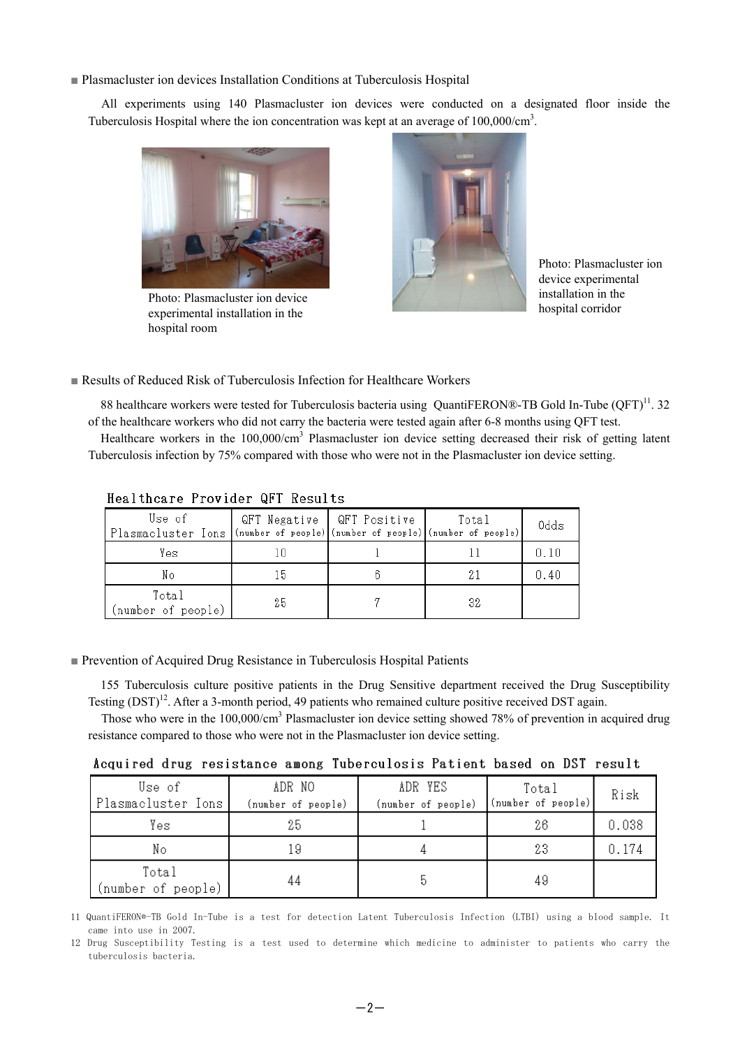■ Plasmacluster ion devices Installation Conditions at Tuberculosis Hospital

All experiments using 140 Plasmacluster ion devices were conducted on a designated floor inside the Tuberculosis Hospital where the ion concentration was kept at an average of 100,000/cm$^3$.

Photo: Plasmacluster ion device experimental installation in the hospital room

Photo: Plasmacluster ion device experimental installation in the hospital corridor

■ Results of Reduced Risk of Tuberculosis Infection for Healthcare Workers

88 healthcare workers were tested for Tuberculosis bacteria using QuantiFERON®-TB Gold In-Tube (QFT)[11]. 32 of the healthcare workers who did not carry the bacteria were tested again after 6-8 months using QFT test.

Healthcare workers in the 100,000/cm$^3$ Plasmacluster ion device setting decreased their risk of getting latent Tuberculosis infection by 75% compared with those who were not in the Plasmacluster ion device setting.

Healthcare Provider QFT Results

| Use of Plasmacluster Ions | QFT Negative (number of people) | QFT Positive (number of people) | Total (number of people) | Odds |
|---|---|---|---|---|
| Yes | 10 | 1 | 11 | 0.10 |
| No | 15 | 6 | 21 | 0.40 |
| Total (number of people) | 25 | 7 | 32 | |

■ Prevention of Acquired Drug Resistance in Tuberculosis Hospital Patients

155 Tuberculosis culture positive patients in the Drug Sensitive department received the Drug Susceptibility Testing (DST)[12]. After a 3-month period, 49 patients who remained culture positive received DST again.

Those who were in the 100,000/cm$^3$ Plasmacluster ion device setting showed 78% of prevention in acquired drug resistance compared to those who were not in the Plasmacluster ion device setting.

Acquired drug resistance among Tuberculosis Patient based on DST result

| Use of Plasmacluster Ions | ADR NO (number of people) | ADR YES (number of people) | Total (number of people) | Risk |
|---|---|---|---|---|
| Yes | 25 | 1 | 26 | 0.038 |
| No | 19 | 4 | 23 | 0.174 |
| Total (number of people) | 44 | 5 | 49 | |

11 QuantiFERON®-TB Gold In-Tube is a test for detection Latent Tuberculosis Infection (LTBI) using a blood sample. It came into use in 2007.

12 Drug Susceptibility Testing is a test used to determine which medicine to administer to patients who carry the tuberculosis bacteria.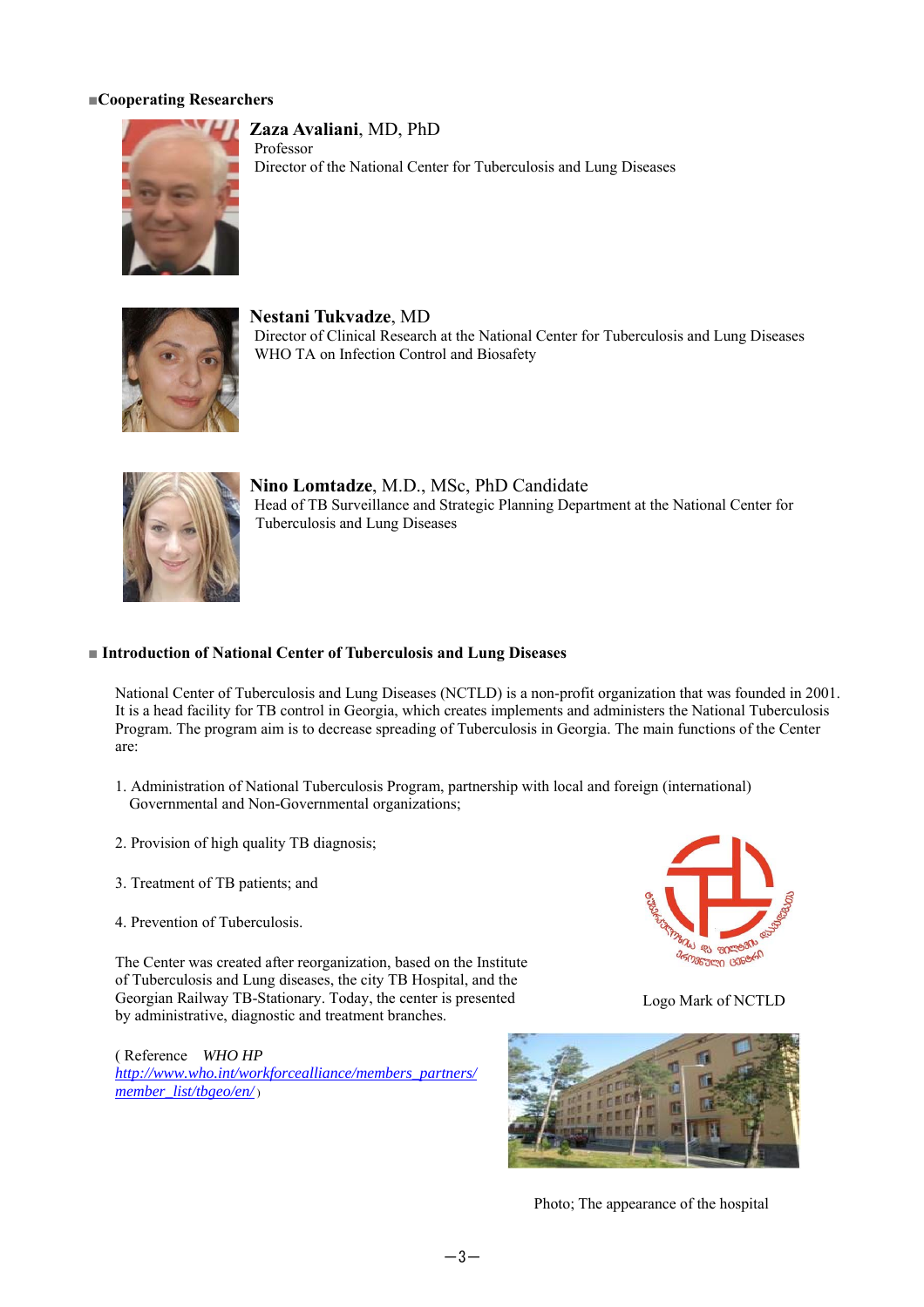## ■Cooperating Researchers

**Zaza Avaliani**, MD, PhD
Professor
Director of the National Center for Tuberculosis and Lung Diseases

**Nestani Tukvadze**, MD
Director of Clinical Research at the National Center for Tuberculosis and Lung Diseases
WHO TA on Infection Control and Biosafety

**Nino Lomtadze**, M.D., MSc, PhD Candidate
Head of TB Surveillance and Strategic Planning Department at the National Center for Tuberculosis and Lung Diseases

## ■ Introduction of National Center of Tuberculosis and Lung Diseases

National Center of Tuberculosis and Lung Diseases (NCTLD) is a non-profit organization that was founded in 2001. It is a head facility for TB control in Georgia, which creates implements and administers the National Tuberculosis Program. The program aim is to decrease spreading of Tuberculosis in Georgia. The main functions of the Center are:

1. Administration of National Tuberculosis Program, partnership with local and foreign (international) Governmental and Non-Governmental organizations;

2. Provision of high quality TB diagnosis;

3. Treatment of TB patients; and

4. Prevention of Tuberculosis.

The Center was created after reorganization, based on the Institute of Tuberculosis and Lung diseases, the city TB Hospital, and the Georgian Railway TB-Stationary. Today, the center is presented by administrative, diagnostic and treatment branches.

Logo Mark of NCTLD

( Reference *WHO HP* [http://www.who.int/workforcealliance/members_partners/member_list/tbgeo/en/](http://www.who.int/workforcealliance/members_partners/member_list/tbgeo/en/) )

Photo; The appearance of the hospital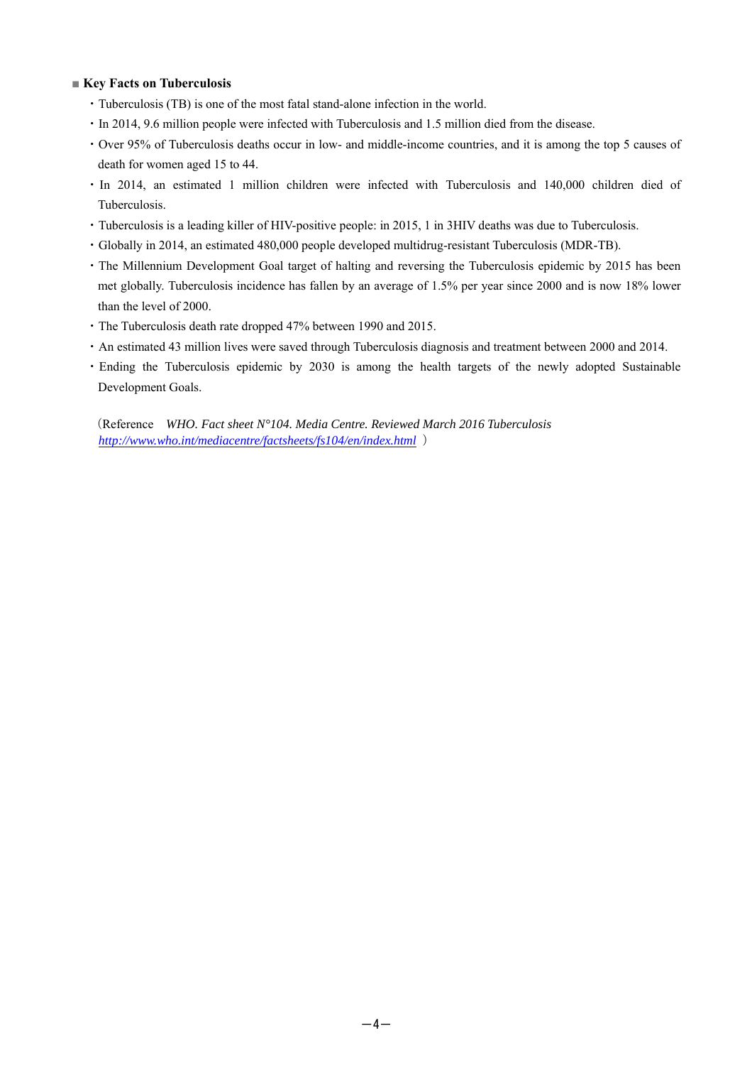■ **Key Facts on Tuberculosis**

- Tuberculosis (TB) is one of the most fatal stand-alone infection in the world.
- In 2014, 9.6 million people were infected with Tuberculosis and 1.5 million died from the disease.
- Over 95% of Tuberculosis deaths occur in low- and middle-income countries, and it is among the top 5 causes of death for women aged 15 to 44.
- In 2014, an estimated 1 million children were infected with Tuberculosis and 140,000 children died of Tuberculosis.
- Tuberculosis is a leading killer of HIV-positive people: in 2015, 1 in 3HIV deaths was due to Tuberculosis.
- Globally in 2014, an estimated 480,000 people developed multidrug-resistant Tuberculosis (MDR-TB).
- The Millennium Development Goal target of halting and reversing the Tuberculosis epidemic by 2015 has been met globally. Tuberculosis incidence has fallen by an average of 1.5% per year since 2000 and is now 18% lower than the level of 2000.
- The Tuberculosis death rate dropped 47% between 1990 and 2015.
- An estimated 43 million lives were saved through Tuberculosis diagnosis and treatment between 2000 and 2014.
- Ending the Tuberculosis epidemic by 2030 is among the health targets of the newly adopted Sustainable Development Goals.

（Reference　*WHO. Fact sheet N°104. Media Centre. Reviewed March 2016 Tuberculosis*
*http://www.who.int/mediacentre/factsheets/fs104/en/index.html* ）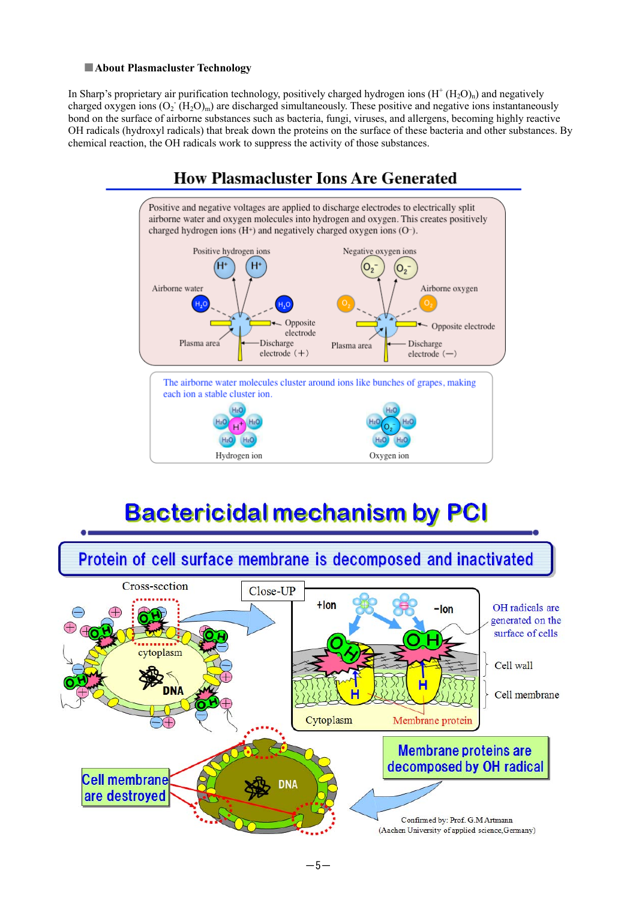## ■About Plasmacluster Technology

In Sharp's proprietary air purification technology, positively charged hydrogen ions ($H^+ (H_2O)_n$) and negatively charged oxygen ions ($O_2^- (H_2O)_m$) are discharged simultaneously. These positive and negative ions instantaneously bond on the surface of airborne substances such as bacteria, fungi, viruses, and allergens, becoming highly reactive OH radicals (hydroxyl radicals) that break down the proteins on the surface of these bacteria and other substances. By chemical reaction, the OH radicals work to suppress the activity of those substances.

## How Plasmacluster Ions Are Generated

Positive and negative voltages are applied to discharge electrodes to electrically split airborne water and oxygen molecules into hydrogen and oxygen. This creates positively charged hydrogen ions ($H^+$) and negatively charged oxygen ions ($O^-$).

Positive hydrogen ions — Airborne water — Opposite electrode — Plasma area — Discharge electrode (+)

Negative oxygen ions — Airborne oxygen — Opposite electrode — Plasma area — Discharge electrode (−)

The airborne water molecules cluster around ions like bunches of grapes, making each ion a stable cluster ion.

Hydrogen ion — Oxygen ion

## Bactericidal mechanism by PCI

### Protein of cell surface membrane is decomposed and inactivated

Cross-section: cytoplasm, DNA

Close-UP: +Ion, −Ion, Cytoplasm, Membrane protein

OH radicals are generated on the surface of cells

Cell wall

Cell membrane

Membrane proteins are decomposed by OH radical

Cell membrane are destroyed

Confirmed by: Prof. G.M Artmann (Aachen University of applied science,Germany)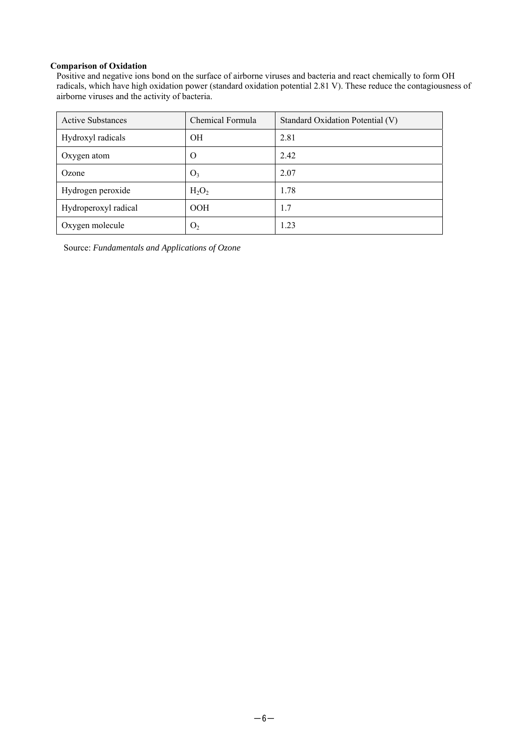**Comparison of Oxidation**

Positive and negative ions bond on the surface of airborne viruses and bacteria and react chemically to form OH radicals, which have high oxidation power (standard oxidation potential 2.81 V). These reduce the contagiousness of airborne viruses and the activity of bacteria.

| Active Substances | Chemical Formula | Standard Oxidation Potential (V) |
| --- | --- | --- |
| Hydroxyl radicals | OH | 2.81 |
| Oxygen atom | O | 2.42 |
| Ozone | $O_3$ | 2.07 |
| Hydrogen peroxide | $H_2O_2$ | 1.78 |
| Hydroperoxyl radical | OOH | 1.7 |
| Oxygen molecule | $O_2$ | 1.23 |

Source: *Fundamentals and Applications of Ozone*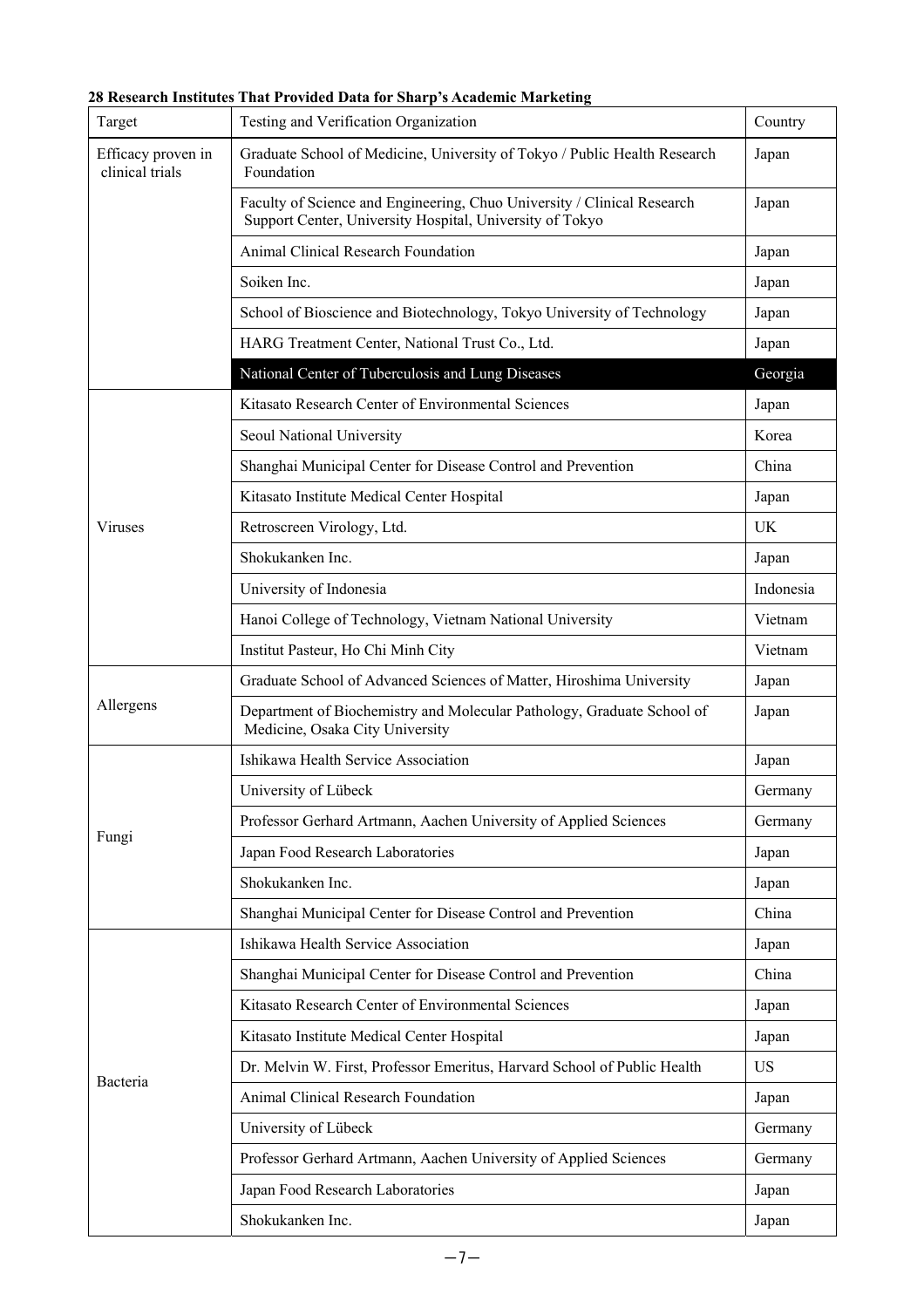**28 Research Institutes That Provided Data for Sharp's Academic Marketing**

| Target | Testing and Verification Organization | Country |
| --- | --- | --- |
| Efficacy proven in clinical trials | Graduate School of Medicine, University of Tokyo / Public Health Research Foundation | Japan |
| | Faculty of Science and Engineering, Chuo University / Clinical Research Support Center, University Hospital, University of Tokyo | Japan |
| | Animal Clinical Research Foundation | Japan |
| | Soiken Inc. | Japan |
| | School of Bioscience and Biotechnology, Tokyo University of Technology | Japan |
| | HARG Treatment Center, National Trust Co., Ltd. | Japan |
| | National Center of Tuberculosis and Lung Diseases | Georgia |
| Viruses | Kitasato Research Center of Environmental Sciences | Japan |
| | Seoul National University | Korea |
| | Shanghai Municipal Center for Disease Control and Prevention | China |
| | Kitasato Institute Medical Center Hospital | Japan |
| | Retroscreen Virology, Ltd. | UK |
| | Shokukanken Inc. | Japan |
| | University of Indonesia | Indonesia |
| | Hanoi College of Technology, Vietnam National University | Vietnam |
| | Institut Pasteur, Ho Chi Minh City | Vietnam |
| Allergens | Graduate School of Advanced Sciences of Matter, Hiroshima University | Japan |
| | Department of Biochemistry and Molecular Pathology, Graduate School of Medicine, Osaka City University | Japan |
| Fungi | Ishikawa Health Service Association | Japan |
| | University of Lübeck | Germany |
| | Professor Gerhard Artmann, Aachen University of Applied Sciences | Germany |
| | Japan Food Research Laboratories | Japan |
| | Shokukanken Inc. | Japan |
| | Shanghai Municipal Center for Disease Control and Prevention | China |
| Bacteria | Ishikawa Health Service Association | Japan |
| | Shanghai Municipal Center for Disease Control and Prevention | China |
| | Kitasato Research Center of Environmental Sciences | Japan |
| | Kitasato Institute Medical Center Hospital | Japan |
| | Dr. Melvin W. First, Professor Emeritus, Harvard School of Public Health | US |
| | Animal Clinical Research Foundation | Japan |
| | University of Lübeck | Germany |
| | Professor Gerhard Artmann, Aachen University of Applied Sciences | Germany |
| | Japan Food Research Laboratories | Japan |
| | Shokukanken Inc. | Japan |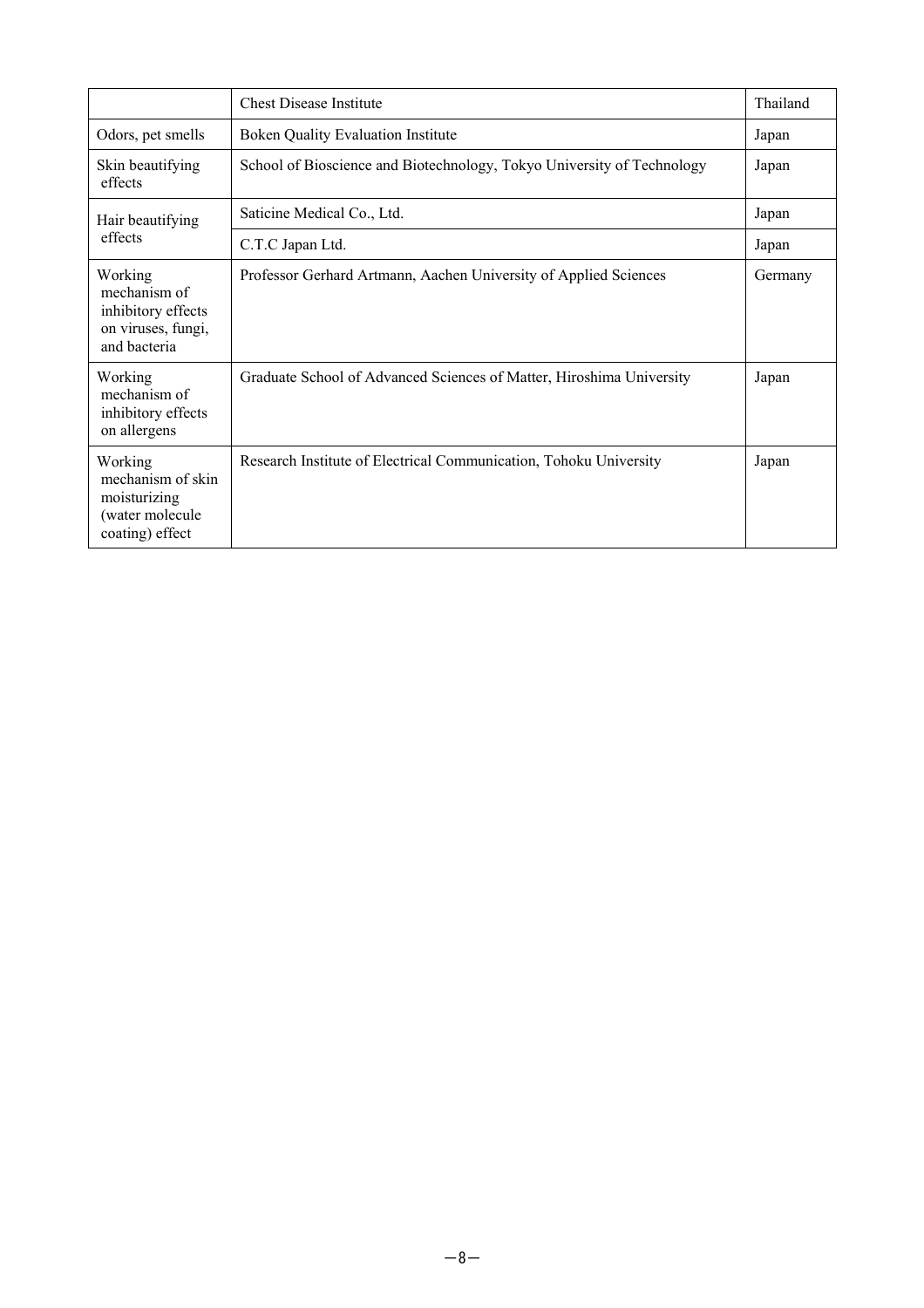| | | |
|---|---|---|
| | Chest Disease Institute | Thailand |
| Odors, pet smells | Boken Quality Evaluation Institute | Japan |
| Skin beautifying effects | School of Bioscience and Biotechnology, Tokyo University of Technology | Japan |
| Hair beautifying effects | Saticine Medical Co., Ltd. | Japan |
| | C.T.C Japan Ltd. | Japan |
| Working mechanism of inhibitory effects on viruses, fungi, and bacteria | Professor Gerhard Artmann, Aachen University of Applied Sciences | Germany |
| Working mechanism of inhibitory effects on allergens | Graduate School of Advanced Sciences of Matter, Hiroshima University | Japan |
| Working mechanism of skin moisturizing (water molecule coating) effect | Research Institute of Electrical Communication, Tohoku University | Japan |